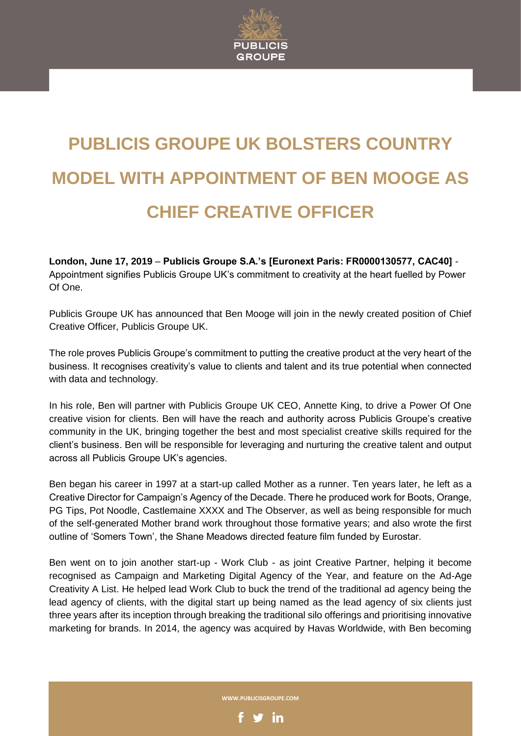# PUBLICIS GROUPE UK BOLSTERS COUNTRY MODEL WITH APPOINTMENT OF BEN MOOGE AS CHIEF CREATIVE OFFICER

**London, June 17, 2019** – **Publicis Groupe S.A.'s [Euronext Paris: FR0000130577, CAC40]** - Appointment signifies Publicis Groupe UK's commitment to creativity at the heart fuelled by Power Of One.

Publicis Groupe UK has announced that Ben Mooge will join in the newly created position of Chief Creative Officer, Publicis Groupe UK.

The role proves Publicis Groupe's commitment to putting the creative product at the very heart of the business. It recognises creativity's value to clients and talent and its true potential when connected with data and technology.

In his role, Ben will partner with Publicis Groupe UK CEO, Annette King, to drive a Power Of One creative vision for clients. Ben will have the reach and authority across Publicis Groupe's creative community in the UK, bringing together the best and most specialist creative skills required for the client's business. Ben will be responsible for leveraging and nurturing the creative talent and output across all Publicis Groupe UK's agencies.

Ben began his career in 1997 at a start-up called Mother as a runner. Ten years later, he left as a Creative Director for Campaign's Agency of the Decade. There he produced work for Boots, Orange, PG Tips, Pot Noodle, Castlemaine XXXX and The Observer, as well as being responsible for much of the self-generated Mother brand work throughout those formative years; and also wrote the first outline of 'Somers Town', the Shane Meadows directed feature film funded by Eurostar.

Ben went on to join another start-up - Work Club - as joint Creative Partner, helping it become recognised as Campaign and Marketing Digital Agency of the Year, and feature on the Ad-Age Creativity A List. He helped lead Work Club to buck the trend of the traditional ad agency being the lead agency of clients, with the digital start up being named as the lead agency of six clients just three years after its inception through breaking the traditional silo offerings and prioritising innovative marketing for brands. In 2014, the agency was acquired by Havas Worldwide, with Ben becoming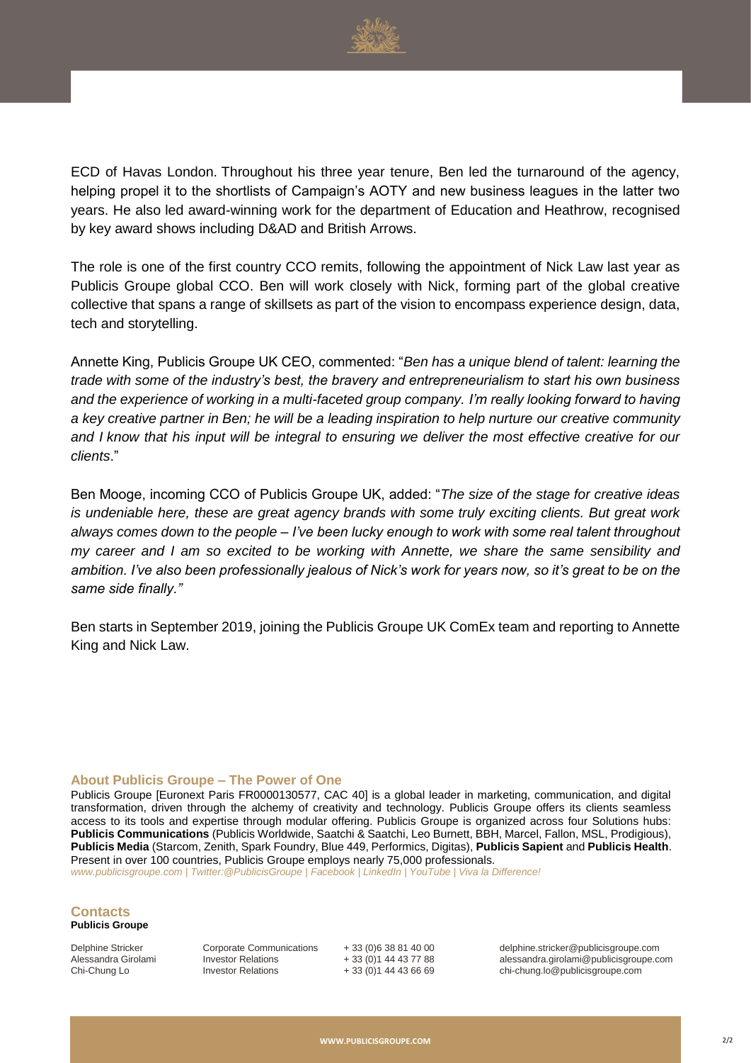ECD of Havas London. Throughout his three year tenure, Ben led the turnaround of the agency, helping propel it to the shortlists of Campaign's AOTY and new business leagues in the latter two years. He also led award-winning work for the department of Education and Heathrow, recognised by key award shows including D&AD and British Arrows.

The role is one of the first country CCO remits, following the appointment of Nick Law last year as Publicis Groupe global CCO. Ben will work closely with Nick, forming part of the global creative collective that spans a range of skillsets as part of the vision to encompass experience design, data, tech and storytelling.

Annette King, Publicis Groupe UK CEO, commented: "*Ben has a unique blend of talent: learning the trade with some of the industry's best, the bravery and entrepreneurialism to start his own business and the experience of working in a multi-faceted group company. I'm really looking forward to having a key creative partner in Ben; he will be a leading inspiration to help nurture our creative community and I know that his input will be integral to ensuring we deliver the most effective creative for our clients*."

Ben Mooge, incoming CCO of Publicis Groupe UK, added: "*The size of the stage for creative ideas is undeniable here, these are great agency brands with some truly exciting clients. But great work always comes down to the people – I've been lucky enough to work with some real talent throughout my career and I am so excited to be working with Annette, we share the same sensibility and ambition. I've also been professionally jealous of Nick's work for years now, so it's great to be on the same side finally."*

Ben starts in September 2019, joining the Publicis Groupe UK ComEx team and reporting to Annette King and Nick Law.

## About Publicis Groupe – The Power of One

Publicis Groupe [Euronext Paris FR0000130577, CAC 40] is a global leader in marketing, communication, and digital transformation, driven through the alchemy of creativity and technology. Publicis Groupe offers its clients seamless access to its tools and expertise through modular offering. Publicis Groupe is organized across four Solutions hubs: **Publicis Communications** (Publicis Worldwide, Saatchi & Saatchi, Leo Burnett, BBH, Marcel, Fallon, MSL, Prodigious), **Publicis Media** (Starcom, Zenith, Spark Foundry, Blue 449, Performics, Digitas), **Publicis Sapient** and **Publicis Health**. Present in over 100 countries, Publicis Groupe employs nearly 75,000 professionals.

*www.publicisgroupe.com | Twitter:@PublicisGroupe | Facebook | LinkedIn | YouTube | Viva la Difference!*

## Contacts

**Publicis Groupe**

| | | | |
|---|---|---|---|
| Delphine Stricker | Corporate Communications | + 33 (0)6 38 81 40 00 | delphine.stricker@publicisgroupe.com |
| Alessandra Girolami | Investor Relations | + 33 (0)1 44 43 77 88 | alessandra.girolami@publicisgroupe.com |
| Chi-Chung Lo | Investor Relations | + 33 (0)1 44 43 66 69 | chi-chung.lo@publicisgroupe.com |